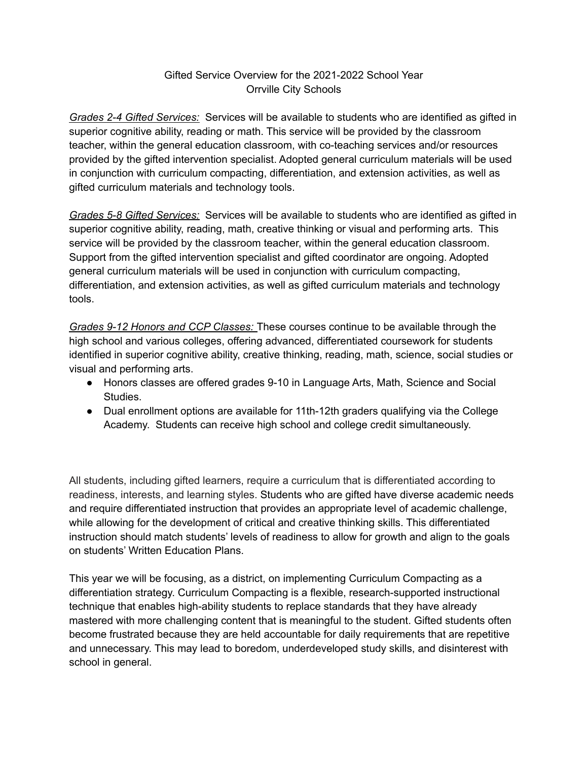# Gifted Service Overview for the 2021-2022 School Year
## Orrville City Schools

*Grades 2-4 Gifted Services:* Services will be available to students who are identified as gifted in superior cognitive ability, reading or math. This service will be provided by the classroom teacher, within the general education classroom, with co-teaching services and/or resources provided by the gifted intervention specialist. Adopted general curriculum materials will be used in conjunction with curriculum compacting, differentiation, and extension activities, as well as gifted curriculum materials and technology tools.

*Grades 5-8 Gifted Services:* Services will be available to students who are identified as gifted in superior cognitive ability, reading, math, creative thinking or visual and performing arts. This service will be provided by the classroom teacher, within the general education classroom. Support from the gifted intervention specialist and gifted coordinator are ongoing. Adopted general curriculum materials will be used in conjunction with curriculum compacting, differentiation, and extension activities, as well as gifted curriculum materials and technology tools.

*Grades 9-12 Honors and CCP Classes:* These courses continue to be available through the high school and various colleges, offering advanced, differentiated coursework for students identified in superior cognitive ability, creative thinking, reading, math, science, social studies or visual and performing arts.

- Honors classes are offered grades 9-10 in Language Arts, Math, Science and Social Studies.
- Dual enrollment options are available for 11th-12th graders qualifying via the College Academy. Students can receive high school and college credit simultaneously.

All students, including gifted learners, require a curriculum that is differentiated according to readiness, interests, and learning styles. Students who are gifted have diverse academic needs and require differentiated instruction that provides an appropriate level of academic challenge, while allowing for the development of critical and creative thinking skills. This differentiated instruction should match students' levels of readiness to allow for growth and align to the goals on students' Written Education Plans.

This year we will be focusing, as a district, on implementing Curriculum Compacting as a differentiation strategy. Curriculum Compacting is a flexible, research-supported instructional technique that enables high-ability students to replace standards that they have already mastered with more challenging content that is meaningful to the student. Gifted students often become frustrated because they are held accountable for daily requirements that are repetitive and unnecessary. This may lead to boredom, underdeveloped study skills, and disinterest with school in general.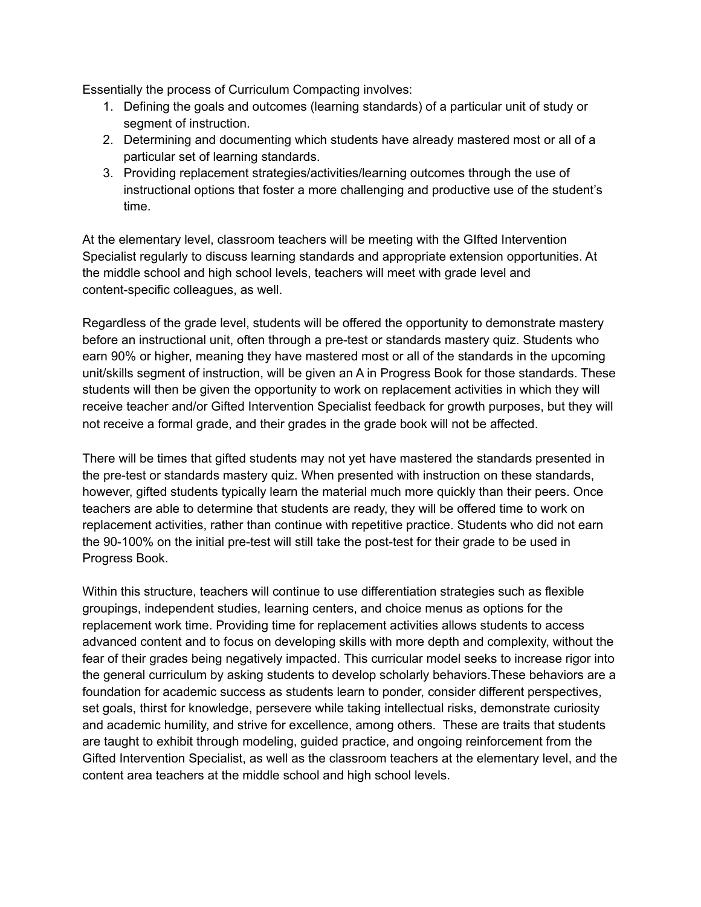Essentially the process of Curriculum Compacting involves:

1. Defining the goals and outcomes (learning standards) of a particular unit of study or segment of instruction.
2. Determining and documenting which students have already mastered most or all of a particular set of learning standards.
3. Providing replacement strategies/activities/learning outcomes through the use of instructional options that foster a more challenging and productive use of the student's time.

At the elementary level, classroom teachers will be meeting with the GIfted Intervention Specialist regularly to discuss learning standards and appropriate extension opportunities. At the middle school and high school levels, teachers will meet with grade level and content-specific colleagues, as well.

Regardless of the grade level, students will be offered the opportunity to demonstrate mastery before an instructional unit, often through a pre-test or standards mastery quiz. Students who earn 90% or higher, meaning they have mastered most or all of the standards in the upcoming unit/skills segment of instruction, will be given an A in Progress Book for those standards. These students will then be given the opportunity to work on replacement activities in which they will receive teacher and/or Gifted Intervention Specialist feedback for growth purposes, but they will not receive a formal grade, and their grades in the grade book will not be affected.

There will be times that gifted students may not yet have mastered the standards presented in the pre-test or standards mastery quiz. When presented with instruction on these standards, however, gifted students typically learn the material much more quickly than their peers. Once teachers are able to determine that students are ready, they will be offered time to work on replacement activities, rather than continue with repetitive practice. Students who did not earn the 90-100% on the initial pre-test will still take the post-test for their grade to be used in Progress Book.

Within this structure, teachers will continue to use differentiation strategies such as flexible groupings, independent studies, learning centers, and choice menus as options for the replacement work time. Providing time for replacement activities allows students to access advanced content and to focus on developing skills with more depth and complexity, without the fear of their grades being negatively impacted. This curricular model seeks to increase rigor into the general curriculum by asking students to develop scholarly behaviors.These behaviors are a foundation for academic success as students learn to ponder, consider different perspectives, set goals, thirst for knowledge, persevere while taking intellectual risks, demonstrate curiosity and academic humility, and strive for excellence, among others. These are traits that students are taught to exhibit through modeling, guided practice, and ongoing reinforcement from the Gifted Intervention Specialist, as well as the classroom teachers at the elementary level, and the content area teachers at the middle school and high school levels.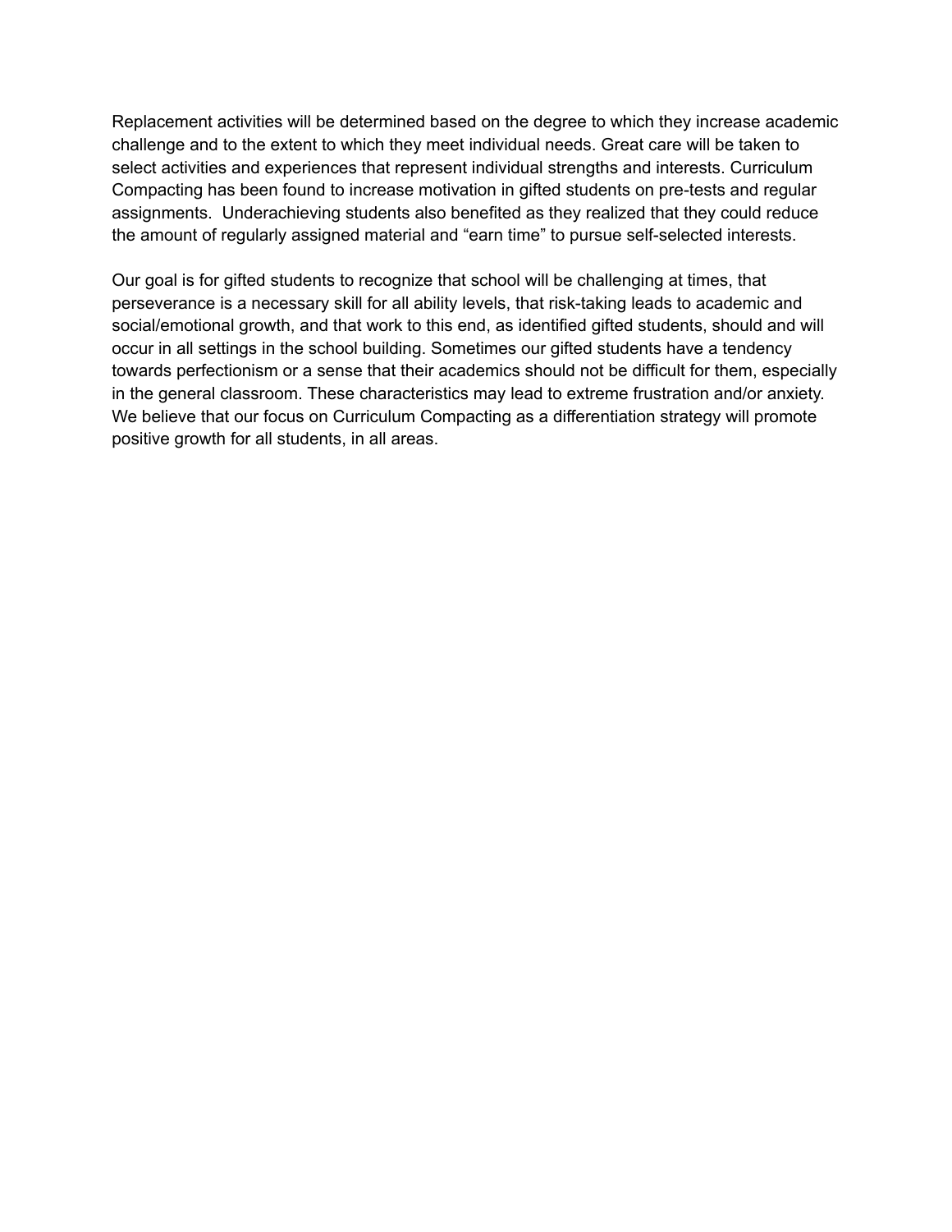Replacement activities will be determined based on the degree to which they increase academic challenge and to the extent to which they meet individual needs. Great care will be taken to select activities and experiences that represent individual strengths and interests. Curriculum Compacting has been found to increase motivation in gifted students on pre-tests and regular assignments. Underachieving students also benefited as they realized that they could reduce the amount of regularly assigned material and “earn time” to pursue self-selected interests.

Our goal is for gifted students to recognize that school will be challenging at times, that perseverance is a necessary skill for all ability levels, that risk-taking leads to academic and social/emotional growth, and that work to this end, as identified gifted students, should and will occur in all settings in the school building. Sometimes our gifted students have a tendency towards perfectionism or a sense that their academics should not be difficult for them, especially in the general classroom. These characteristics may lead to extreme frustration and/or anxiety. We believe that our focus on Curriculum Compacting as a differentiation strategy will promote positive growth for all students, in all areas.